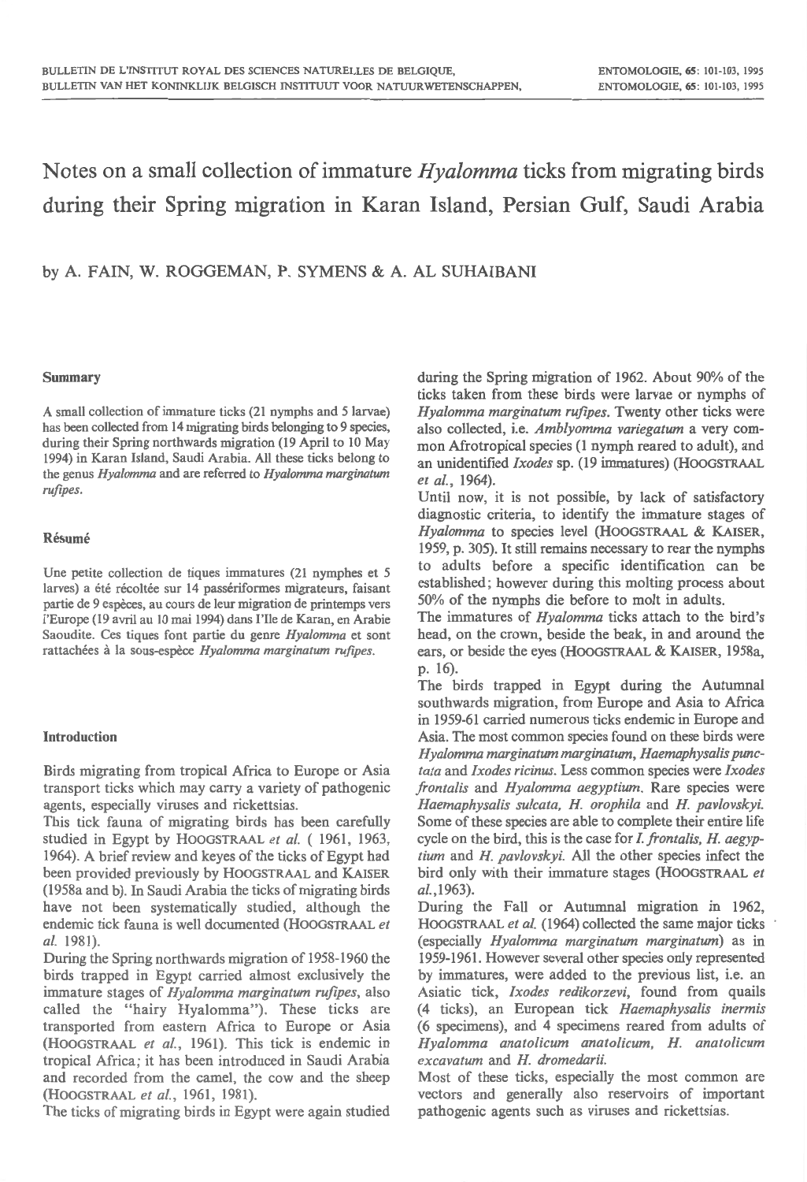# Notes on a small collection of immature *Hyalomma* ticks from migrating birds during their Spring migration in Karan Island, Persian Gulf, Saudi Arabia

by A. FAIN, W. ROGGEMAN, P. SYMENS & A. AL SUHAIBANI

## Summary

A small collection of immature ticks (21 nymphs and 5 larvae) has been collected from 14 migrating birds belonging to 9 species, during their Spring northwards migration (19 April to 10 May 1994) in Karan Island, Saudi Arabia. All these ticks belong to the genus *Hyalomma* and are referred to *Hyalomma marginatum rufipes*.

## Résumé

Une petite collection de tiques immatures (21 nymphes et 5 larves) a été récoltée sur 14 passériformes migrateurs, faisant partie de 9 espèces, au cours de leur migration de printemps vers l'Europe (19 avril au 10 mai 1994) dans l'Ile de Karan, en Arabie Saoudite. Ces tiques font partie du genre *Hyalomma* et sont rattachées à la sous-espèce *Hyalomma marginatum rufipes*.

## Introduction

Birds migrating from tropical Africa to Europe or Asia transport ticks which may carry a variety of pathogenic agents, especially viruses and rickettsias.

This tick fauna of migrating birds has been carefully studied in Egypt by HOOGSTRAAL *et al.* ( 1961, 1963, 1964). A brief review and keyes of the ticks of Egypt had been provided previously by HOOGSTRAAL and KAISER (1958a and b). In Saudi Arabia the ticks of migrating birds have not been systematically studied, although the endemic tick fauna is well documented (HOOGSTRAAL *et al.* 1981).

During the Spring northwards migration of 1958-1960 the birds trapped in Egypt carried almost exclusively the immature stages of *Hyalomma marginatum rufipes*, also called the "hairy Hyalomma"). These ticks are transported from eastern Africa to Europe or Asia (HOOGSTRAAL *et al.*, 1961). This tick is endemic in tropical Africa; it has been introduced in Saudi Arabia and recorded from the camel, the cow and the sheep (HOOGSTRAAL *et al.*, 1961, 1981).

The ticks of migrating birds in Egypt were again studied during the Spring migration of 1962. About 90% of the ticks taken from these birds were larvae or nymphs of *Hyalomma marginatum rufipes*. Twenty other ticks were also collected, i.e. *Amblyomma variegatum* a very common Afrotropical species (1 nymph reared to adult), and an unidentified *Ixodes* sp. (19 immatures) (HOOGSTRAAL *et al.*, 1964).

Until now, it is not possible, by lack of satisfactory diagnostic criteria, to identify the immature stages of *Hyalomma* to species level (HOOGSTRAAL & KAISER, 1959, p. 305). It still remains necessary to rear the nymphs to adults before a specific identification can be established; however during this molting process about 50% of the nymphs die before to molt in adults.

The immatures of *Hyalomma* ticks attach to the bird's head, on the crown, beside the beak, in and around the ears, or beside the eyes (HOOGSTRAAL & KAISER, 1958a, p. 16).

The birds trapped in Egypt during the Autumnal southwards migration, from Europe and Asia to Africa in 1959-61 carried numerous ticks endemic in Europe and Asia. The most common species found on these birds were *Hyalomma marginatum marginatum*, *Haemaphysalis punctata* and *Ixodes ricinus*. Less common species were *Ixodes frontalis* and *Hyalomma aegyptium*. Rare species were *Haemaphysalis sulcata*, *H. orophila* and *H. pavlovskyi*. Some of these species are able to complete their entire life cycle on the bird, this is the case for *I. frontalis*, *H. aegyptium* and *H. pavlovskyi*. All the other species infect the bird only with their immature stages (HOOGSTRAAL *et al.*,1963).

During the Fall or Autumnal migration in 1962, HOOGSTRAAL *et al.* (1964) collected the same major ticks (especially *Hyalomma marginatum marginatum*) as in 1959-1961. However several other species only represented by immatures, were added to the previous list, i.e. an Asiatic tick, *Ixodes redikorzevi*, found from quails (4 ticks), an European tick *Haemaphysalis inermis* (6 specimens), and 4 specimens reared from adults of *Hyalomma anatolicum anatolicum*, *H. anatolicum excavatum* and *H. dromedarii*.

Most of these ticks, especially the most common are vectors and generally also reservoirs of important pathogenic agents such as viruses and rickettsias.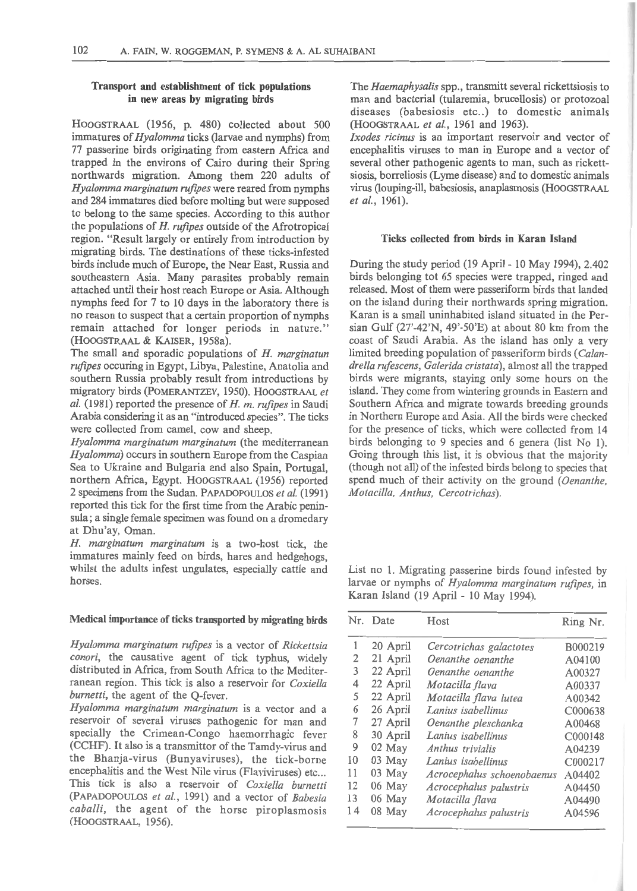### Transport and establishment of tick populations in new areas by migrating birds

HOOGSTRAAL (1956, p. 480) collected about 500 immatures of *Hyalomma* ticks (larvae and nymphs) from 77 passerine birds originating from eastern Africa and trapped in the environs of Cairo during their Spring northwards migration. Among them 220 adults of *Hyalomma marginatum rufipes* were reared from nymphs and 284 immatures died before molting but were supposed to belong to the same species. According to this author the populations of *H. rufipes* outside of the Afrotropical region. "Result largely or entirely from introduction by migrating birds. The destinations of these ticks-infested birds include much of Europe, the Near East, Russia and southeastern Asia. Many parasites probably remain attached until their host reach Europe or Asia. Although nymphs feed for 7 to 10 days in the laboratory there is no reason to suspect that a certain proportion of nymphs remain attached for longer periods in nature." (HOOGSTRAAL & KAISER, 1958a).

The small and sporadic populations of *H. marginatun rufipes* occuring in Egypt, Libya, Palestine, Anatolia and southern Russia probably result from introductions by migratory birds (POMERANTZEV, 1950). HOOGSTRAAL *et al.* (1981) reported the presence of *H. m. rufipes* in Saudi Arabia considering it as an "introduced species". The ticks were collected from camel, cow and sheep.

*Hyalomma marginatum marginatum* (the mediterranean *Hyalomma*) occurs in southern Europe from the Caspian Sea to Ukraine and Bulgaria and also Spain, Portugal, northern Africa, Egypt. HOOGSTRAAL (1956) reported 2 specimens from the Sudan. PAPADOPOULOS *et al.* (1991) reported this tick for the first time from the Arabic peninsula; a single female specimen was found on a dromedary at Dhu'ay, Oman.

*H. marginatum marginatum* is a two-host tick, the immatures mainly feed on birds, hares and hedgehogs, whilst the adults infest ungulates, especially cattle and horses.

### Medical importance of ticks transported by migrating birds

*Hyalomma marginatum rufipes* is a vector of *Rickettsia conori*, the causative agent of tick typhus, widely distributed in Africa, from South Africa to the Mediterranean region. This tick is also a reservoir for *Coxiella burnetti*, the agent of the Q-fever.

*Hyalomma marginatum marginatum* is a vector and a reservoir of several viruses pathogenic for man and specially the Crimean-Congo haemorrhagic fever (CCHF). It also is a transmittor of the Tamdy-virus and the Bhanja-virus (Bunyaviruses), the tick-borne encephalitis and the West Nile virus (Flaviviruses) etc... This tick is also a reservoir of *Coxiella burnetti* (PAPADOPOULOS *et al.*, 1991) and a vector of *Babesia caballi*, the agent of the horse piroplasmosis (HOOGSTRAAL, 1956).

The *Haemaphysalis* spp., transmitt several rickettsiosis to man and bacterial (tularemia, brucellosis) or protozoal diseases (babesiosis etc..) to domestic animals (HOOGSTRAAL *et al.*, 1961 and 1963).

*Ixodes ricinus* is an important reservoir and vector of encephalitis viruses to man in Europe and a vector of several other pathogenic agents to man, such as rickettsiosis, borreliosis (Lyme disease) and to domestic animals virus (louping-ill, babesiosis, anaplasmosis (HOOGSTRAAL *et al.*, 1961).

### Ticks collected from birds in Karan Island

During the study period (19 April - 10 May 1994), 2.402 birds belonging tot 65 species were trapped, ringed and released. Most of them were passeriform birds that landed on the island during their northwards spring migration. Karan is a small uninhabited island situated in the Persian Gulf (27'-42'N, 49'-50'E) at about 80 km from the coast of Saudi Arabia. As the island has only a very limited breeding population of passeriform birds (*Calandrella rufescens*, *Galerida cristata*), almost all the trapped birds were migrants, staying only some hours on the island. They come from wintering grounds in Eastern and Southern Africa and migrate towards breeding grounds in Northern Europe and Asia. All the birds were checked for the presence of ticks, which were collected from 14 birds belonging to 9 species and 6 genera (list No 1). Going through this list, it is obvious that the majority (though not all) of the infested birds belong to species that spend much of their activity on the ground (*Oenanthe, Motacilla, Anthus, Cercotrichas*).

List no 1. Migrating passerine birds found infested by larvae or nymphs of *Hyalomma marginatum rufipes*, in Karan Island (19 April - 10 May 1994).

| Nr. | Date | Host | Ring Nr. |
|---|---|---|---|
| 1 | 20 April | *Cercotrichas galactotes* | B000219 |
| 2 | 21 April | *Oenanthe oenanthe* | A04100 |
| 3 | 22 April | *Oenanthe oenanthe* | A00327 |
| 4 | 22 April | *Motacilla flava* | A00337 |
| 5 | 22 April | *Motacilla flava lutea* | A00342 |
| 6 | 26 April | *Lanius isabellinus* | C000638 |
| 7 | 27 April | *Oenanthe pleschanka* | A00468 |
| 8 | 30 April | *Lanius isabellinus* | C000148 |
| 9 | 02 May | *Anthus trivialis* | A04239 |
| 10 | 03 May | *Lanius isabellinus* | C000217 |
| 11 | 03 May | *Acrocephalus schoenobaenus* | A04402 |
| 12 | 06 May | *Acrocephalus palustris* | A04450 |
| 13 | 06 May | *Motacilla flava* | A04490 |
| 14 | 08 May | *Acrocephalus palustris* | A04596 |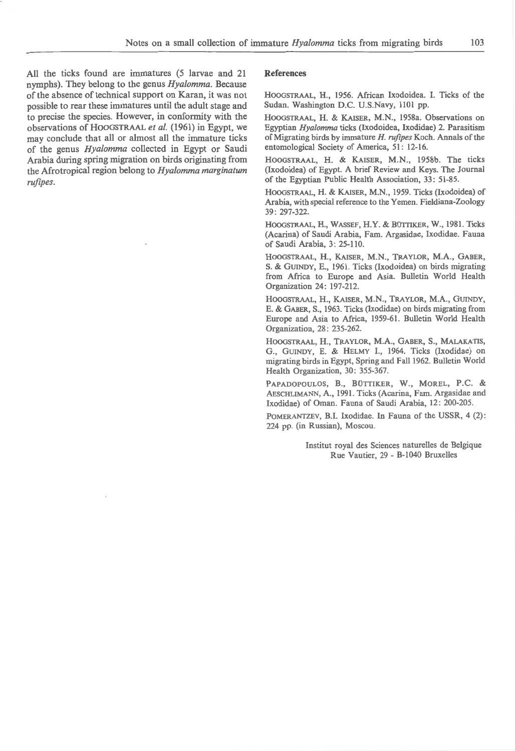All the ticks found are immatures (5 larvae and 21 nymphs). They belong to the genus *Hyalomma*. Because of the absence of technical support on Karan, it was not possible to rear these immatures until the adult stage and to precise the species. However, in conformity with the observations of HOOGSTRAAL *et al.* (1961) in Egypt, we may conclude that all or almost all the immature ticks of the genus *Hyalomma* collected in Egypt or Saudi Arabia during spring migration on birds originating from the Afrotropical region belong to *Hyalomma marginatum rufipes*.

## References

HOOGSTRAAL, H., 1956. African Ixodoidea. I. Ticks of the Sudan. Washington D.C. U.S.Navy, 1101 pp.

HOOGSTRAAL, H. & KAISER, M.N., 1958a. Observations on Egyptian *Hyalomma* ticks (Ixodoidea, Ixodidae) 2. Parasitism of Migrating birds by immature *H. rufipes* Koch. Annals of the entomological Society of America, 51: 12-16.

HOOGSTRAAL, H. & KAISER, M.N., 1958b. The ticks (Ixodoidea) of Egypt. A brief Review and Keys. The Journal of the Egyptian Public Health Association, 33: 51-85.

HOOGSTRAAL, H. & KAISER, M.N., 1959. Ticks (Ixodoidea) of Arabia, with special reference to the Yemen. Fieldiana-Zoology 39: 297-322.

HOOGSTRAAL, H., WASSEF, H.Y. & BÜTTIKER, W., 1981. Ticks (Acarina) of Saudi Arabia, Fam. Argasidae, Ixodidae. Fauna of Saudi Arabia, 3: 25-110.

HOOGSTRAAL, H., KAISER, M.N., TRAYLOR, M.A., GABER, S. & GUINDY, E., 1961. Ticks (Ixodoidea) on birds migrating from Africa to Europe and Asia. Bulletin World Health Organization 24: 197-212.

HOOGSTRAAL, H., KAISER, M.N., TRAYLOR, M.A., GUINDY, E. & GABER, S., 1963. Ticks (Ixodidae) on birds migrating from Europe and Asia to Africa, 1959-61. Bulletin World Health Organization, 28: 235-262.

HOOGSTRAAL, H., TRAYLOR, M.A., GABER, S., MALAKATIS, G., GUINDY, E. & HELMY I., 1964. Ticks (Ixodidae) on migrating birds in Egypt, Spring and Fall 1962. Bulletin World Health Organization, 30: 355-367.

PAPADOPOULOS, B., BÜTTIKER, W., MOREL, P.C. & AESCHLIMANN, A., 1991. Ticks (Acarina, Fam. Argasidae and Ixodidae) of Oman. Fauna of Saudi Arabia, 12: 200-205.

POMERANTZEV, B.I. Ixodidae. In Fauna of the USSR, 4 (2): 224 pp. (in Russian), Moscou.

Institut royal des Sciences naturelles de Belgique
Rue Vautier, 29 - B-1040 Bruxelles